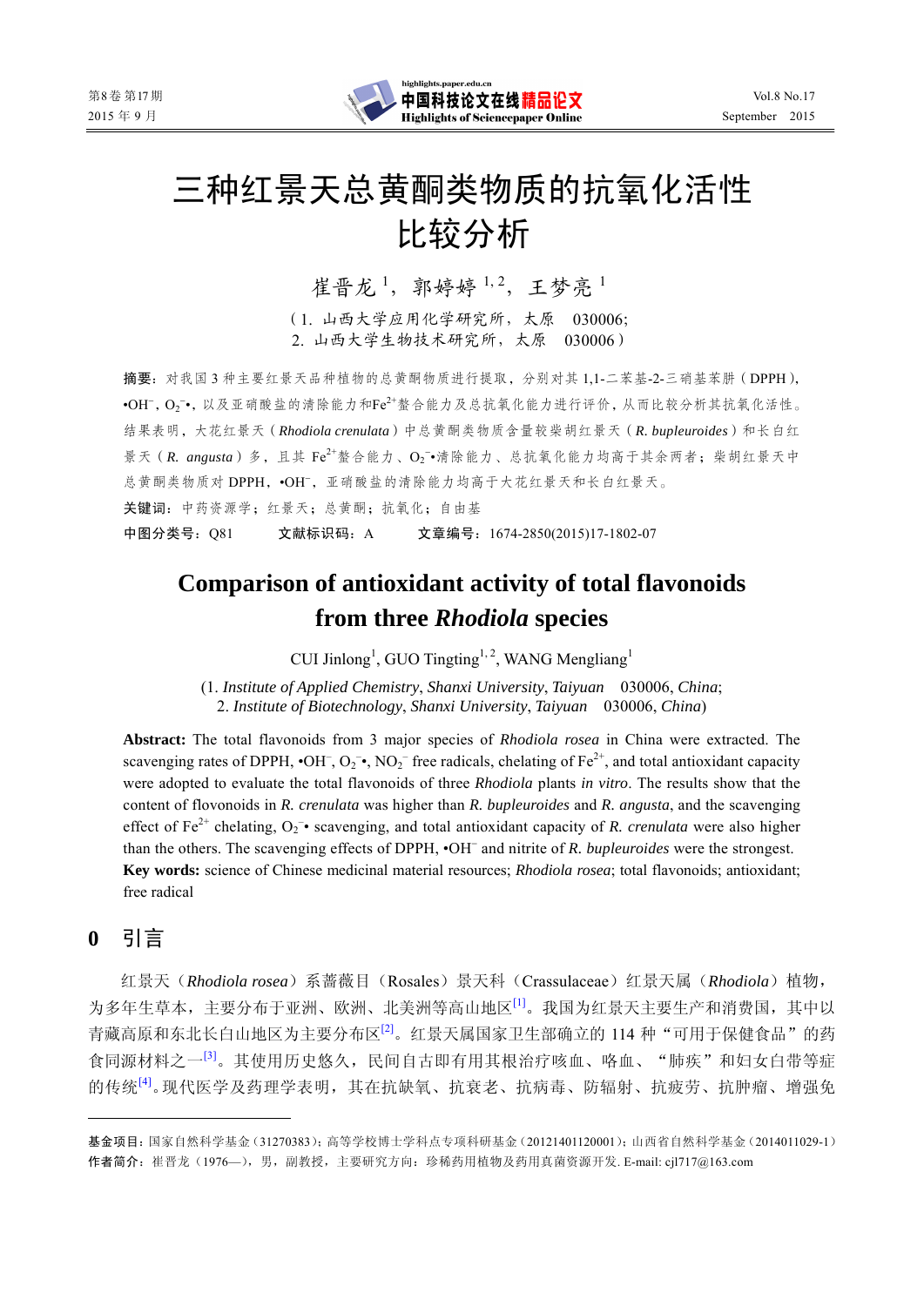# 三种红景天总黄酮类物质的抗氧化活性比较分析

崔晋龙[1]，郭婷婷[1,2]，王梦亮[1]

（1. 山西大学应用化学研究所，太原 030006；
2. 山西大学生物技术研究所，太原 030006）

**摘要**：对我国 3 种主要红景天品种植物的总黄酮物质进行提取，分别对其 1,1-二苯基-2-三硝基苯肼（DPPH），•$OH^-$，$O_2^-$•，以及亚硝酸盐的清除能力和$Fe^{2+}$螯合能力及总抗氧化能力进行评价，从而比较分析其抗氧化活性。结果表明，大花红景天（*Rhodiola crenulata*）中总黄酮类物质含量较柴胡红景天（*R. bupleuroides*）和长白红景天（*R. angusta*）多，且其 $Fe^{2+}$螯合能力、$O_2^-$•清除能力、总抗氧化能力均高于其余两者；柴胡红景天中总黄酮类物质对 DPPH，•$OH^-$，亚硝酸盐的清除能力均高于大花红景天和长白红景天。

**关键词**：中药资源学；红景天；总黄酮；抗氧化；自由基

**中图分类号**：Q81　　**文献标识码**：A　　**文章编号**：1674-2850(2015)17-1802-07

# Comparison of antioxidant activity of total flavonoids from three *Rhodiola* species

CUI Jinlong[1], GUO Tingting[1,2], WANG Mengliang[1]

(1. *Institute of Applied Chemistry*, *Shanxi University*, *Taiyuan* 030006, *China*;
2. *Institute of Biotechnology*, *Shanxi University*, *Taiyuan* 030006, *China*)

**Abstract:** The total flavonoids from 3 major species of *Rhodiola rosea* in China were extracted. The scavenging rates of DPPH, •$OH^-$, $O_2^-$•, $NO_2^-$ free radicals, chelating of $Fe^{2+}$, and total antioxidant capacity were adopted to evaluate the total flavonoids of three *Rhodiola* plants *in vitro*. The results show that the content of flovonoids in *R. crenulata* was higher than *R. bupleuroides* and *R. angusta*, and the scavenging effect of $Fe^{2+}$ chelating, $O_2^-$• scavenging, and total antioxidant capacity of *R. crenulata* were also higher than the others. The scavenging effects of DPPH, •$OH^-$ and nitrite of *R. bupleuroides* were the strongest.

**Key words:** science of Chinese medicinal material resources; *Rhodiola rosea*; total flavonoids; antioxidant; free radical

## 0 引言

红景天（*Rhodiola rosea*）系蔷薇目（Rosales）景天科（Crassulaceae）红景天属（*Rhodiola*）植物，为多年生草本，主要分布于亚洲、欧洲、北美洲等高山地区[1]。我国为红景天主要生产和消费国，其中以青藏高原和东北长白山地区为主要分布区[2]。红景天属国家卫生部确立的 114 种“可用于保健食品”的药食同源材料之一[3]。其使用历史悠久，民间自古即有用其根治疗咳血、咯血、“肺疾”和妇女白带等症的传统[4]。现代医学及药理学表明，其在抗缺氧、抗衰老、抗病毒、防辐射、抗疲劳、抗肿瘤、增强免

---

**基金项目**：国家自然科学基金（31270383）；高等学校博士学科点专项科研基金（20121401120001）；山西省自然科学基金（2014011029-1）
**作者简介**：崔晋龙（1976—），男，副教授，主要研究方向：珍稀药用植物及药用真菌资源开发. E-mail: cjl717@163.com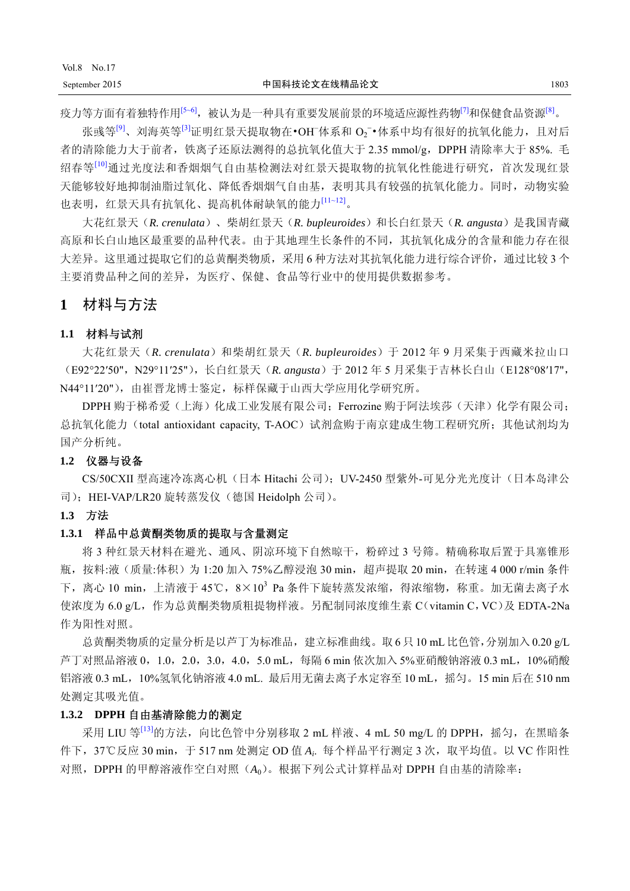疫力等方面有着独特作用[5~6]，被认为是一种具有重要发展前景的环境适应源性药物[7]和保健食品资源[8]。

张彧等[9]、刘海英等[3]证明红景天提取物在•$OH^-$体系和 $O_2^-$•体系中均有很好的抗氧化能力，且对后者的清除能力大于前者，铁离子还原法测得的总抗氧化值大于 2.35 mmol/g，DPPH 清除率大于 85%. 毛绍春等[10]通过光度法和香烟烟气自由基检测法对红景天提取物的抗氧化性能进行研究，首次发现红景天能够较好地抑制油脂过氧化、降低香烟烟气自由基，表明其具有较强的抗氧化能力。同时，动物实验也表明，红景天具有抗氧化、提高机体耐缺氧的能力[11~12]。

大花红景天（*R. crenulata*）、柴胡红景天（*R. bupleuroides*）和长白红景天（*R. angusta*）是我国青藏高原和长白山地区最重要的品种代表。由于其地理生长条件的不同，其抗氧化成分的含量和能力存在很大差异。这里通过提取它们的总黄酮类物质，采用 6 种方法对其抗氧化能力进行综合评价，通过比较 3 个主要消费品种之间的差异，为医疗、保健、食品等行业中的使用提供数据参考。

## 1 材料与方法

### 1.1 材料与试剂

大花红景天（*R. crenulata*）和柴胡红景天（*R. bupleuroides*）于 2012 年 9 月采集于西藏米拉山口（E92°22′50″，N29°11′25″），长白红景天（*R. angusta*）于 2012 年 5 月采集于吉林长白山（E128°08′17″，N44°11′20″），由崔晋龙博士鉴定，标样保藏于山西大学应用化学研究所。

DPPH 购于梯希爱（上海）化成工业发展有限公司；Ferrozine 购于阿法埃莎（天津）化学有限公司；总抗氧化能力（total antioxidant capacity, T-AOC）试剂盒购于南京建成生物工程研究所；其他试剂均为国产分析纯。

### 1.2 仪器与设备

CS/50CXII 型高速冷冻离心机（日本 Hitachi 公司）；UV-2450 型紫外-可见分光光度计（日本岛津公司）；HEI-VAP/LR20 旋转蒸发仪（德国 Heidolph 公司）。

### 1.3 方法

#### 1.3.1 样品中总黄酮类物质的提取与含量测定

将 3 种红景天材料在避光、通风、阴凉环境下自然晾干，粉碎过 3 号筛。精确称取后置于具塞锥形瓶，按料:液（质量:体积）为 1:20 加入 75%乙醇浸泡 30 min，超声提取 20 min，在转速 4 000 r/min 条件下，离心 10 min，上清液于 45℃，$8\times10^3$ Pa 条件下旋转蒸发浓缩，得浓缩物，称重。加无菌去离子水使浓度为 6.0 g/L，作为总黄酮类物质粗提物样液。另配制同浓度维生素 C（vitamin C，VC）及 EDTA-2Na 作为阳性对照。

总黄酮类物质的定量分析是以芦丁为标准品，建立标准曲线。取 6 只 10 mL 比色管，分别加入 0.20 g/L 芦丁对照品溶液 0，1.0，2.0，3.0，4.0，5.0 mL，每隔 6 min 依次加入 5%亚硝酸钠溶液 0.3 mL，10%硝酸铝溶液 0.3 mL，10%氢氧化钠溶液 4.0 mL. 最后用无菌去离子水定容至 10 mL，摇匀。15 min 后在 510 nm 处测定其吸光值。

#### 1.3.2 DPPH 自由基清除能力的测定

采用 LIU 等[13]的方法，向比色管中分别移取 2 mL 样液、4 mL 50 mg/L 的 DPPH，摇匀，在黑暗条件下，37℃反应 30 min，于 517 nm 处测定 OD 值 $A_i$. 每个样品平行测定 3 次，取平均值。以 VC 作阳性对照，DPPH 的甲醇溶液作空白对照（$A_0$）。根据下列公式计算样品对 DPPH 自由基的清除率：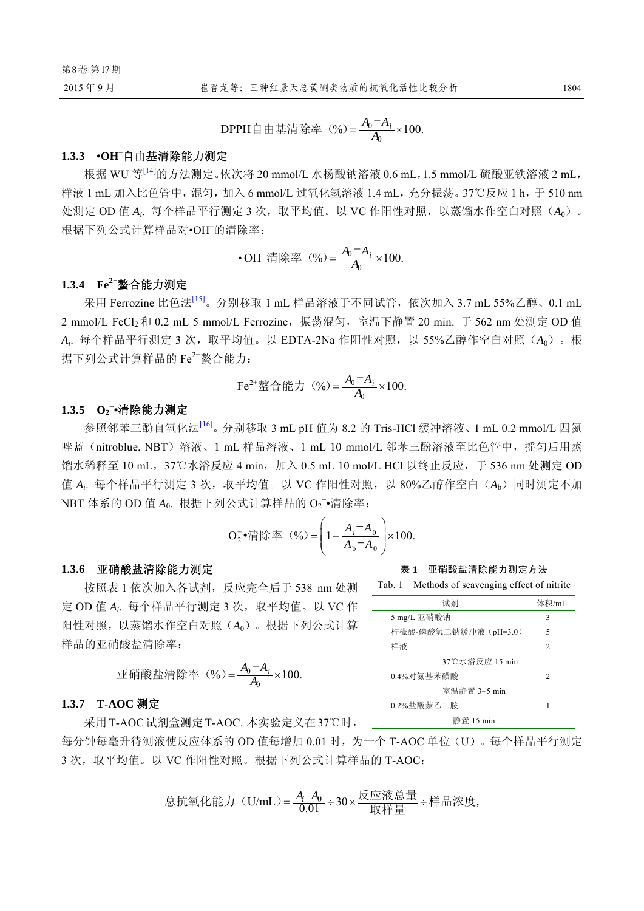$$\text{DPPH自由基清除率（\%）}=\frac{A_0-A_i}{A_0}\times 100.$$

### 1.3.3 •OH⁻自由基清除能力测定

根据 WU 等[14]的方法测定。依次将 20 mmol/L 水杨酸钠溶液 0.6 mL，1.5 mmol/L 硫酸亚铁溶液 2 mL，样液 1 mL 加入比色管中，混匀，加入 6 mmol/L 过氧化氢溶液 1.4 mL，充分振荡。37℃反应 1 h，于 510 nm 处测定 OD 值 $A_i$. 每个样品平行测定 3 次，取平均值。以 VC 作阳性对照，以蒸馏水作空白对照（$A_0$）。根据下列公式计算样品对•OH⁻的清除率：

$$\bullet\text{OH}^-\text{清除率（\%）}=\frac{A_0-A_i}{A_0}\times 100.$$

### 1.3.4 $Fe^{2+}$螯合能力测定

采用 Ferrozine 比色法[15]。分别移取 1 mL 样品溶液于不同试管，依次加入 3.7 mL 55%乙醇、0.1 mL 2 mmol/L $FeCl_2$ 和 0.2 mL 5 mmol/L Ferrozine，振荡混匀，室温下静置 20 min. 于 562 nm 处测定 OD 值 $A_i$. 每个样品平行测定 3 次，取平均值。以 EDTA-2Na 作阳性对照，以 55%乙醇作空白对照（$A_0$）。根据下列公式计算样品的 $Fe^{2+}$螯合能力：

$$\text{Fe}^{2+}\text{螯合能力（\%）}=\frac{A_0-A_i}{A_0}\times 100.$$

### 1.3.5 $O_2^-$•清除能力测定

参照邻苯三酚自氧化法[16]。分别移取 3 mL pH 值为 8.2 的 Tris-HCl 缓冲溶液、1 mL 0.2 mmol/L 四氮唑蓝（nitroblue, NBT）溶液、1 mL 样品溶液、1 mL 10 mmol/L 邻苯三酚溶液至比色管中，摇匀后用蒸馏水稀释至 10 mL，37℃水浴反应 4 min，加入 0.5 mL 10 mol/L HCl 以终止反应，于 536 nm 处测定 OD 值 $A_i$. 每个样品平行测定 3 次，取平均值。以 VC 作阳性对照，以 80%乙醇作空白（$A_b$）同时测定不加 NBT 体系的 OD 值 $A_0$. 根据下列公式计算样品的 $O_2^-$•清除率：

$$\text{O}_2^-\bullet\text{清除率（\%）}=\left(1-\frac{A_i-A_0}{A_b-A_0}\right)\times 100.$$

### 1.3.6 亚硝酸盐清除能力测定

按照表 1 依次加入各试剂，反应完全后于 538 nm 处测定 OD 值 $A_i$. 每个样品平行测定 3 次，取平均值。以 VC 作阳性对照，以蒸馏水作空白对照（$A_0$）。根据下列公式计算样品的亚硝酸盐清除率：

$$\text{亚硝酸盐清除率（\%）}=\frac{A_0-A_i}{A_0}\times 100.$$

**表 1 亚硝酸盐清除能力测定方法**

Tab. 1 Methods of scavenging effect of nitrite

| 试剂 | 体积/mL |
|---|---|
| 5 mg/L 亚硝酸钠 | 3 |
| 柠檬酸-磷酸氢二钠缓冲液（pH=3.0） | 5 |
| 样液 | 2 |
| 37℃水浴反应 15 min | |
| 0.4%对氨基苯磺酸 | 2 |
| 室温静置 3~5 min | |
| 0.2%盐酸萘乙二胺 | 1 |
| 静置 15 min | |

### 1.3.7 T-AOC 测定

采用 T-AOC 试剂盒测定 T-AOC. 本实验定义在 37℃时，每分钟每毫升待测液使反应体系的 OD 值每增加 0.01 时，为一个 T-AOC 单位（U）。每个样品平行测定 3 次，取平均值。以 VC 作阳性对照。根据下列公式计算样品的 T-AOC：

$$\text{总抗氧化能力（U/mL）}=\frac{A_i-A_0}{0.01}\div 30\times\frac{\text{反应液总量}}{\text{取样量}}\div\text{样品浓度},$$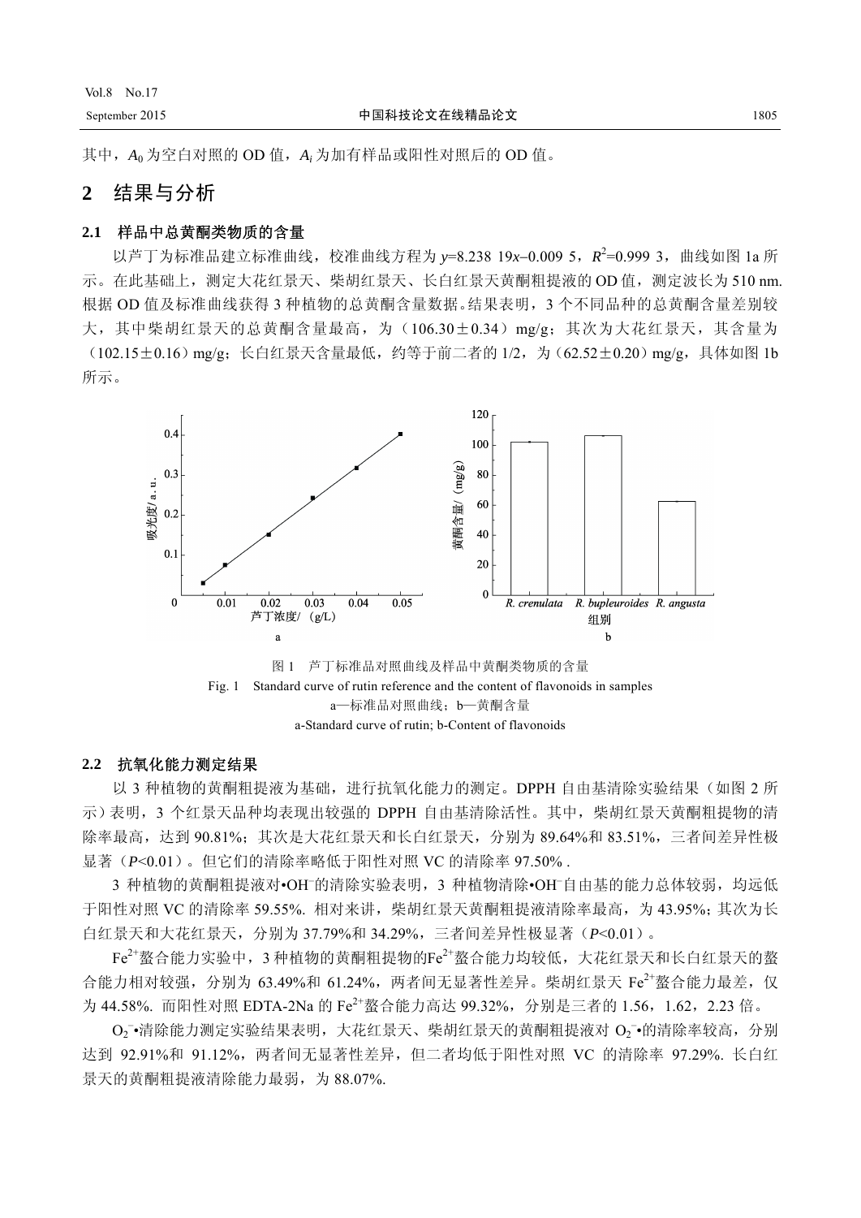其中，$A_0$ 为空白对照的 OD 值，$A_i$ 为加有样品或阳性对照后的 OD 值。

## 2 结果与分析

### 2.1 样品中总黄酮类物质的含量

以芦丁为标准品建立标准曲线，校准曲线方程为 $y=8.238\ 19x-0.009\ 5$，$R^2=0.999\ 3$，曲线如图 1a 所示。在此基础上，测定大花红景天、柴胡红景天、长白红景天黄酮粗提液的 OD 值，测定波长为 510 nm. 根据 OD 值及标准曲线获得 3 种植物的总黄酮含量数据。结果表明，3 个不同品种的总黄酮含量差别较大，其中柴胡红景天的总黄酮含量最高，为（106.30±0.34）mg/g；其次为大花红景天，其含量为（102.15±0.16）mg/g；长白红景天含量最低，约等于前二者的 1/2，为（62.52±0.20）mg/g，具体如图 1b 所示。

图 1 芦丁标准品对照曲线及样品中黄酮类物质的含量

Fig. 1 Standard curve of rutin reference and the content of flavonoids in samples

a—标准品对照曲线；b—黄酮含量

a-Standard curve of rutin; b-Content of flavonoids

### 2.2 抗氧化能力测定结果

以 3 种植物的黄酮粗提液为基础，进行抗氧化能力的测定。DPPH 自由基清除实验结果（如图 2 所示）表明，3 个红景天品种均表现出较强的 DPPH 自由基清除活性。其中，柴胡红景天黄酮粗提物的清除率最高，达到 90.81%；其次是大花红景天和长白红景天，分别为 89.64%和 83.51%，三者间差异性极显著（$P<0.01$）。但它们的清除率略低于阳性对照 VC 的清除率 97.50% .

3 种植物的黄酮粗提液对•$OH^-$的清除实验表明，3 种植物清除•$OH^-$自由基的能力总体较弱，均远低于阳性对照 VC 的清除率 59.55%. 相对来讲，柴胡红景天黄酮粗提液清除率最高，为 43.95%；其次为长白红景天和大花红景天，分别为 37.79%和 34.29%，三者间差异性极显著（$P<0.01$）。

$Fe^{2+}$螯合能力实验中，3 种植物的黄酮粗提物的$Fe^{2+}$螯合能力均较低，大花红景天和长白红景天的螯合能力相对较强，分别为 63.49%和 61.24%，两者间无显著性差异。柴胡红景天 $Fe^{2+}$螯合能力最差，仅为 44.58%. 而阳性对照 EDTA-2Na 的 $Fe^{2+}$螯合能力高达 99.32%，分别是三者的 1.56，1.62，2.23 倍。

$O_2^-$•清除能力测定实验结果表明，大花红景天、柴胡红景天的黄酮粗提液对 $O_2^-$•的清除率较高，分别达到 92.91%和 91.12%，两者间无显著性差异，但二者均低于阳性对照 VC 的清除率 97.29%. 长白红景天的黄酮粗提液清除能力最弱，为 88.07%.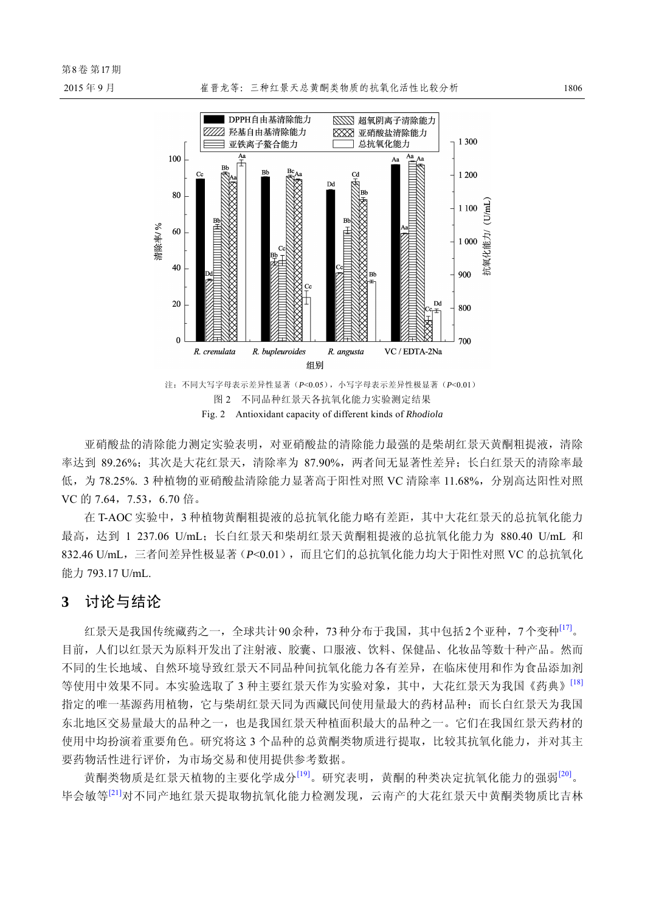注：不同大写字母表示差异性显著（$P$<0.05），小写字母表示差异性极显著（$P$<0.01）

图 2　不同品种红景天各抗氧化能力实验测定结果

Fig. 2　Antioxidant capacity of different kinds of *Rhodiola*

亚硝酸盐的清除能力测定实验表明，对亚硝酸盐的清除能力最强的是柴胡红景天黄酮粗提液，清除率达到 89.26%；其次是大花红景天，清除率为 87.90%，两者间无显著性差异；长白红景天的清除率最低，为 78.25%. 3 种植物的亚硝酸盐清除能力显著高于阳性对照 VC 清除率 11.68%，分别高达阳性对照 VC 的 7.64，7.53，6.70 倍。

在 T-AOC 实验中，3 种植物黄酮粗提液的总抗氧化能力略有差距，其中大花红景天的总抗氧化能力最高，达到 1 237.06 U/mL；长白红景天和柴胡红景天黄酮粗提液的总抗氧化能力为 880.40 U/mL 和 832.46 U/mL，三者间差异性极显著（$P$<0.01），而且它们的总抗氧化能力均大于阳性对照 VC 的总抗氧化能力 793.17 U/mL.

## 3　讨论与结论

红景天是我国传统藏药之一，全球共计 90 余种，73 种分布于我国，其中包括 2 个亚种，7 个变种[17]。目前，人们以红景天为原料开发出了注射液、胶囊、口服液、饮料、保健品、化妆品等数十种产品。然而不同的生长地域、自然环境导致红景天不同品种间抗氧化能力各有差异，在临床使用和作为食品添加剂等使用中效果不同。本实验选取了 3 种主要红景天作为实验对象，其中，大花红景天为我国《药典》[18]指定的唯一基源药用植物，它与柴胡红景天同为西藏民间使用量最大的药材品种；而长白红景天为我国东北地区交易量最大的品种之一，也是我国红景天种植面积最大的品种之一。它们在我国红景天药材的使用中均扮演着重要角色。研究将这 3 个品种的总黄酮类物质进行提取，比较其抗氧化能力，并对其主要药物活性进行评价，为市场交易和使用提供参考数据。

黄酮类物质是红景天植物的主要化学成分[19]。研究表明，黄酮的种类决定抗氧化能力的强弱[20]。毕会敏等[21]对不同产地红景天提取物抗氧化能力检测发现，云南产的大花红景天中黄酮类物质比吉林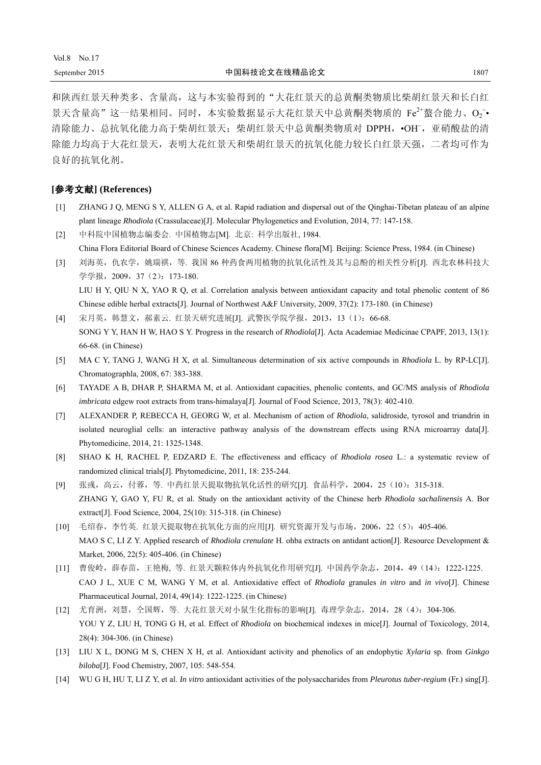和陕西红景天种类多、含量高，这与本实验得到的“大花红景天的总黄酮类物质比柴胡红景天和长白红景天含量高”这一结果相同。同时，本实验数据显示大花红景天中总黄酮类物质的 $Fe^{2+}$螯合能力、$O_2^{-}$• 清除能力、总抗氧化能力高于柴胡红景天；柴胡红景天中总黄酮类物质对 DPPH，•$OH^{-}$，亚硝酸盐的清除能力均高于大花红景天，表明大花红景天和柴胡红景天的抗氧化能力较长白红景天强，二者均可作为良好的抗氧化剂。

## [参考文献] (References)

[1] ZHANG J Q, MENG S Y, ALLEN G A, et al. Rapid radiation and dispersal out of the Qinghai-Tibetan plateau of an alpine plant lineage *Rhodiola* (Crassulaceae)[J]. Molecular Phylogenetics and Evolution, 2014, 77: 147-158.

[2] 中科院中国植物志编委会. 中国植物志[M]. 北京: 科学出版社, 1984.
China Flora Editorial Board of Chinese Sciences Academy. Chinese flora[M]. Beijing: Science Press, 1984. (in Chinese)

[3] 刘海英，仇农学，姚瑞祺，等. 我国 86 种药食两用植物的抗氧化活性及其与总酚的相关性分析[J]. 西北农林科技大学学报，2009，37（2）：173-180.
LIU H Y, QIU N X, YAO R Q, et al. Correlation analysis between antioxidant capacity and total phenolic content of 86 Chinese edible herbal extracts[J]. Journal of Northwest A&F University, 2009, 37(2): 173-180. (in Chinese)

[4] 宋月英，韩慧文，郝素云. 红景天研究进展[J]. 武警医学院学报，2013，13（1）：66-68.
SONG Y Y, HAN H W, HAO S Y. Progress in the research of *Rhodiola*[J]. Acta Academiae Medicinae CPAPF, 2013, 13(1): 66-68. (in Chinese)

[5] MA C Y, TANG J, WANG H X, et al. Simultaneous determination of six active compounds in *Rhodiola* L. by RP-LC[J]. Chromatographla, 2008, 67: 383-388.

[6] TAYADE A B, DHAR P, SHARMA M, et al. Antioxidant capacities, phenolic contents, and GC/MS analysis of *Rhodiola imbricata* edgew root extracts from trans-himalaya[J]. Journal of Food Science, 2013, 78(3): 402-410.

[7] ALEXANDER P, REBECCA H, GEORG W, et al. Mechanism of action of *Rhodiola*, salidroside, tyrosol and triandrin in isolated neuroglial cells: an interactive pathway analysis of the downstream effects using RNA microarray data[J]. Phytomedicine, 2014, 21: 1325-1348.

[8] SHAO K H, RACHEL P, EDZARD E. The effectiveness and efficacy of *Rhodiola rosea* L.: a systematic review of randomized clinical trials[J]. Phytomedicine, 2011, 18: 235-244.

[9] 张彧，高云，付蓉，等. 中药红景天提取物抗氧化活性的研究[J]. 食品科学，2004，25（10）：315-318.
ZHANG Y, GAO Y, FU R, et al. Study on the antioxidant activity of the Chinese herb *Rhodiola sachalinensis* A. Bor extract[J]. Food Science, 2004, 25(10): 315-318. (in Chinese)

[10] 毛绍春，李竹英. 红景天提取物在抗氧化方面的应用[J]. 研究资源开发与市场，2006，22（5）：405-406.
MAO S C, LI Z Y. Applied research of *Rhodiola crenulate* H. ohba extracts on antidant action[J]. Resource Development & Market, 2006, 22(5): 405-406. (in Chinese)

[11] 曹俊岭，薛春苗，王艳梅，等. 红景天颗粒体内外抗氧化作用研究[J]. 中国药学杂志，2014，49（14）：1222-1225.
CAO J L, XUE C M, WANG Y M, et al. Antioxidative effect of *Rhodiola* granules *in vitro* and *in vivo*[J]. Chinese Pharmaceutical Journal, 2014, 49(14): 1222-1225. (in Chinese)

[12] 尤育洲，刘慧，仝国辉，等. 大花红景天对小鼠生化指标的影响[J]. 毒理学杂志，2014，28（4）：304-306.
YOU Y Z, LIU H, TONG G H, et al. Effect of *Rhodiola* on biochemical indexes in mice[J]. Journal of Toxicology, 2014, 28(4): 304-306. (in Chinese)

[13] LIU X L, DONG M S, CHEN X H, et al. Antioxidant activity and phenolics of an endophytic *Xylaria* sp. from *Ginkgo biloba*[J]. Food Chemistry, 2007, 105: 548-554.

[14] WU G H, HU T, LI Z Y, et al. *In vitro* antioxidant activities of the polysaccharides from *Pleurotus tuber-regium* (Fr.) sing[J].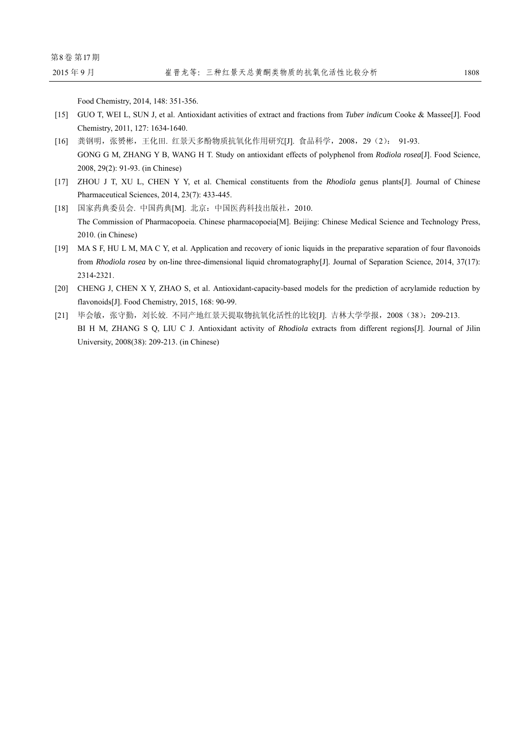Food Chemistry, 2014, 148: 351-356.

[15] GUO T, WEI L, SUN J, et al. Antioxidant activities of extract and fractions from *Tuber indicum* Cooke & Massee[J]. Food Chemistry, 2011, 127: 1634-1640.

[16] 龚钢明，张赟彬，王化田. 红景天多酚物质抗氧化作用研究[J]. 食品科学，2008，29（2）： 91-93.
GONG G M, ZHANG Y B, WANG H T. Study on antioxidant effects of polyphenol from *Rodiola rosea*[J]. Food Science, 2008, 29(2): 91-93. (in Chinese)

[17] ZHOU J T, XU L, CHEN Y Y, et al. Chemical constituents from the *Rhodiola* genus plants[J]. Journal of Chinese Pharmaceutical Sciences, 2014, 23(7): 433-445.

[18] 国家药典委员会. 中国药典[M]. 北京：中国医药科技出版社，2010.
The Commission of Pharmacopoeia. Chinese pharmacopoeia[M]. Beijing: Chinese Medical Science and Technology Press, 2010. (in Chinese)

[19] MA S F, HU L M, MA C Y, et al. Application and recovery of ionic liquids in the preparative separation of four flavonoids from *Rhodiola rosea* by on-line three-dimensional liquid chromatography[J]. Journal of Separation Science, 2014, 37(17): 2314-2321.

[20] CHENG J, CHEN X Y, ZHAO S, et al. Antioxidant-capacity-based models for the prediction of acrylamide reduction by flavonoids[J]. Food Chemistry, 2015, 168: 90-99.

[21] 毕会敏，张守勤，刘长姣. 不同产地红景天提取物抗氧化活性的比较[J]. 吉林大学学报，2008（38）：209-213.
BI H M, ZHANG S Q, LIU C J. Antioxidant activity of *Rhodiola* extracts from different regions[J]. Journal of Jilin University, 2008(38): 209-213. (in Chinese)